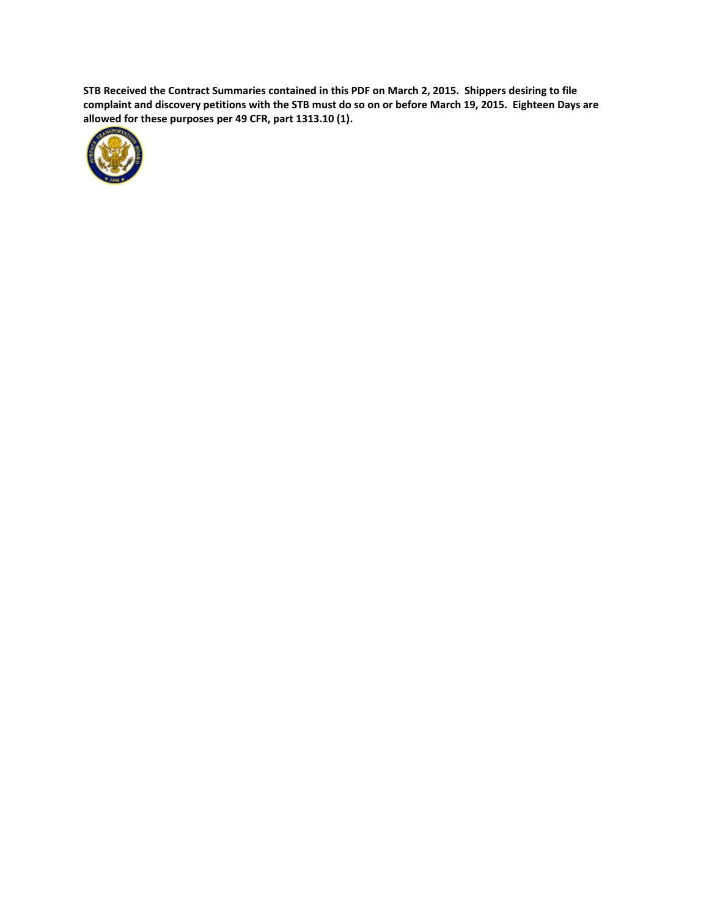**STB Received the Contract Summaries contained in this PDF on March 2, 2015. Shippers desiring to file complaint and discovery petitions with the STB must do so on or before March 19, 2015. Eighteen Days are allowed for these purposes per 49 CFR, part 1313.10 (1).**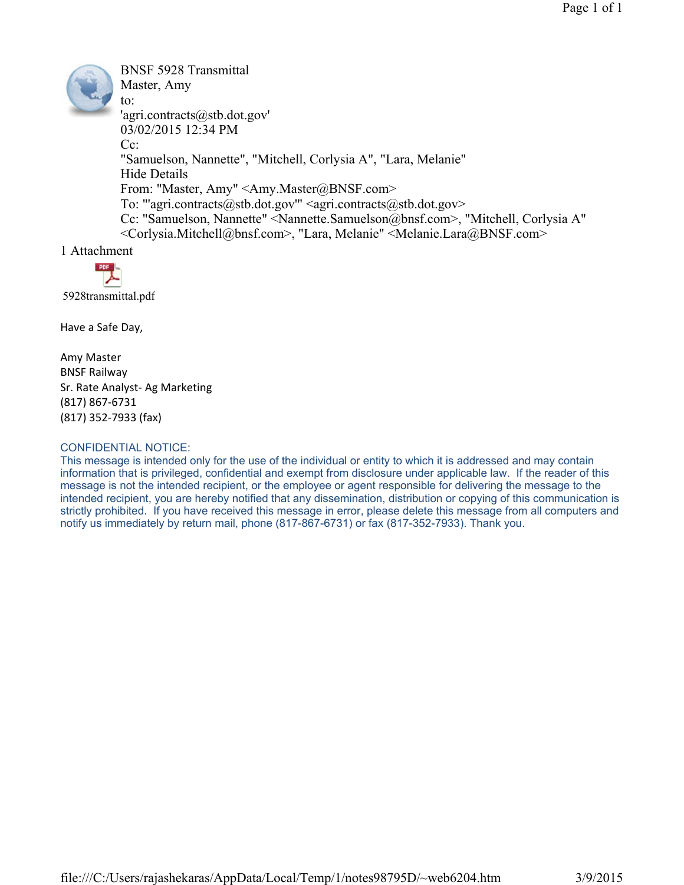BNSF 5928 Transmittal
Master, Amy
to:
'agri.contracts@stb.dot.gov'
03/02/2015 12:34 PM
Cc:
"Samuelson, Nannette", "Mitchell, Corlysia A", "Lara, Melanie"
Hide Details
From: "Master, Amy" <Amy.Master@BNSF.com>
To: "'agri.contracts@stb.dot.gov'" <agri.contracts@stb.dot.gov>
Cc: "Samuelson, Nannette" <Nannette.Samuelson@bnsf.com>, "Mitchell, Corlysia A" <Corlysia.Mitchell@bnsf.com>, "Lara, Melanie" <Melanie.Lara@BNSF.com>

1 Attachment

5928transmittal.pdf

Have a Safe Day,

Amy Master
BNSF Railway
Sr. Rate Analyst- Ag Marketing
(817) 867-6731
(817) 352-7933 (fax)

CONFIDENTIAL NOTICE:
This message is intended only for the use of the individual or entity to which it is addressed and may contain information that is privileged, confidential and exempt from disclosure under applicable law. If the reader of this message is not the intended recipient, or the employee or agent responsible for delivering the message to the intended recipient, you are hereby notified that any dissemination, distribution or copying of this communication is strictly prohibited. If you have received this message in error, please delete this message from all computers and notify us immediately by return mail, phone (817-867-6731) or fax (817-352-7933). Thank you.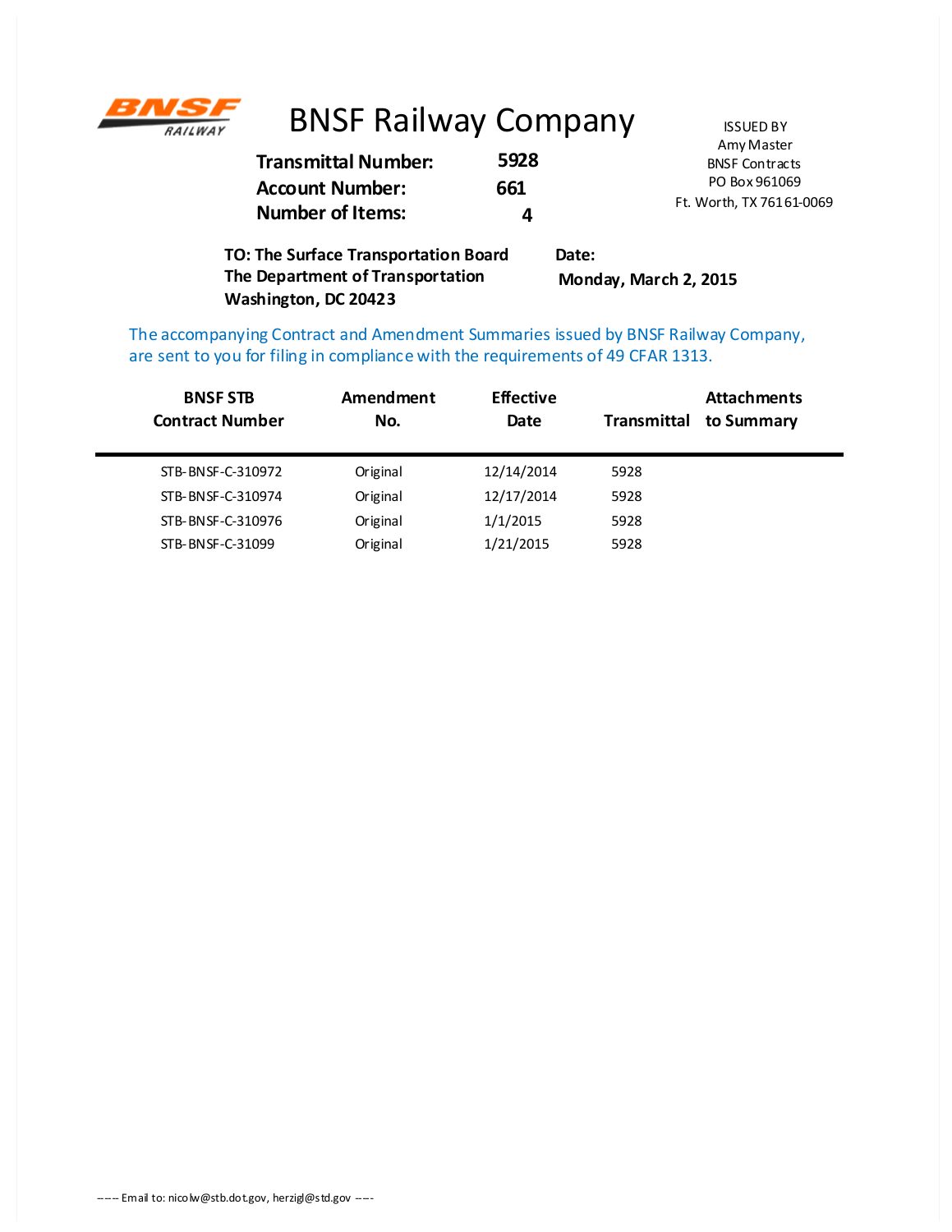BNSF RAILWAY

# BNSF Railway Company

**Transmittal Number:** **5928**
**Account Number:** **661**
**Number of Items:** **4**

ISSUED BY
Amy Master
BNSF Contracts
PO Box 961069
Ft. Worth, TX 76161-0069

**TO: The Surface Transportation Board**
**The Department of Transportation**
**Washington, DC 20423**

**Date:**
**Monday, March 2, 2015**

The accompanying Contract and Amendment Summaries issued by BNSF Railway Company, are sent to you for filing in compliance with the requirements of 49 CFAR 1313.

| BNSF STB Contract Number | Amendment No. | Effective Date | Transmittal | Attachments to Summary |
|---|---|---|---|---|
| STB-BNSF-C-310972 | Original | 12/14/2014 | 5928 | |
| STB-BNSF-C-310974 | Original | 12/17/2014 | 5928 | |
| STB-BNSF-C-310976 | Original | 1/1/2015 | 5928 | |
| STB-BNSF-C-31099 | Original | 1/21/2015 | 5928 | |

----- Email to: nicolw@stb.dot.gov, herzigl@std.gov -----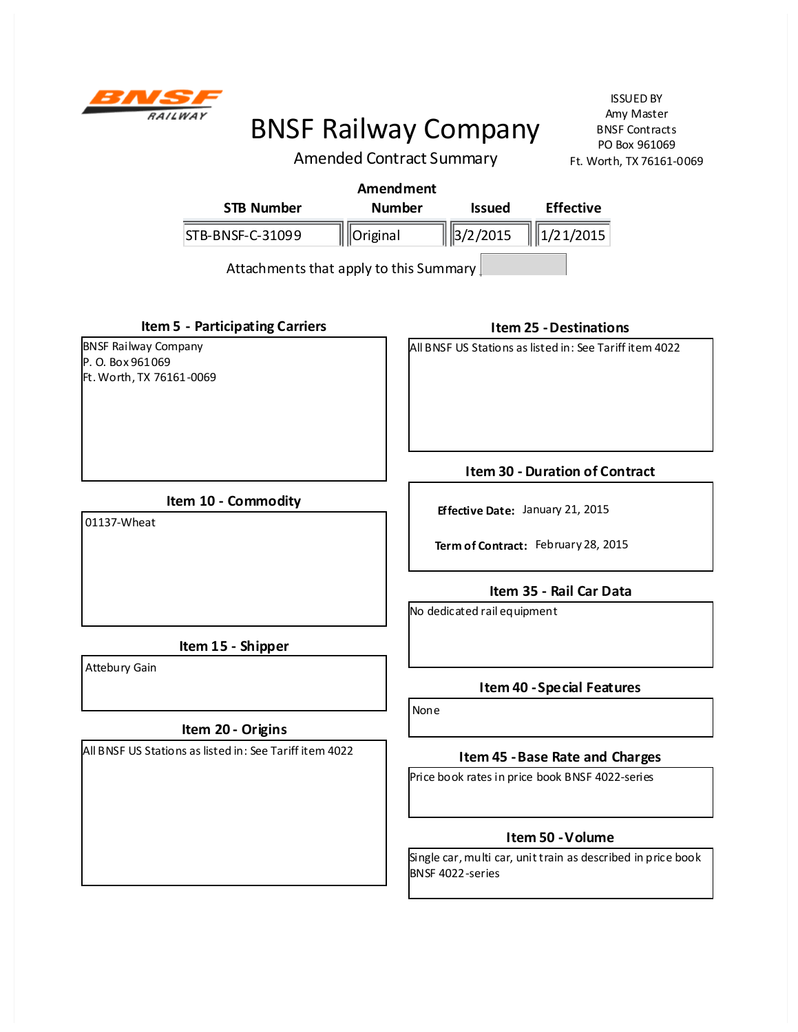BNSF RAILWAY

# BNSF Railway Company

## Amended Contract Summary

ISSUED BY
Amy Master
BNSF Contracts
PO Box 961069
Ft. Worth, TX 76161-0069

| STB Number | Amendment Number | Issued | Effective |
|---|---|---|---|
| STB-BNSF-C-31099 | Original | 3/2/2015 | 1/21/2015 |

Attachments that apply to this Summary

### Item 5 - Participating Carriers

BNSF Railway Company
P. O. Box 961069
Ft. Worth, TX 76161-0069

### Item 10 - Commodity

01137-Wheat

### Item 15 - Shipper

Attebury Gain

### Item 20 - Origins

All BNSF US Stations as listed in: See Tariff item 4022

### Item 25 - Destinations

All BNSF US Stations as listed in: See Tariff item 4022

### Item 30 - Duration of Contract

**Effective Date:** January 21, 2015

**Term of Contract:** February 28, 2015

### Item 35 - Rail Car Data

No dedicated rail equipment

### Item 40 - Special Features

None

### Item 45 - Base Rate and Charges

Price book rates in price book BNSF 4022-series

### Item 50 - Volume

Single car, multi car, unit train as described in price book BNSF 4022-series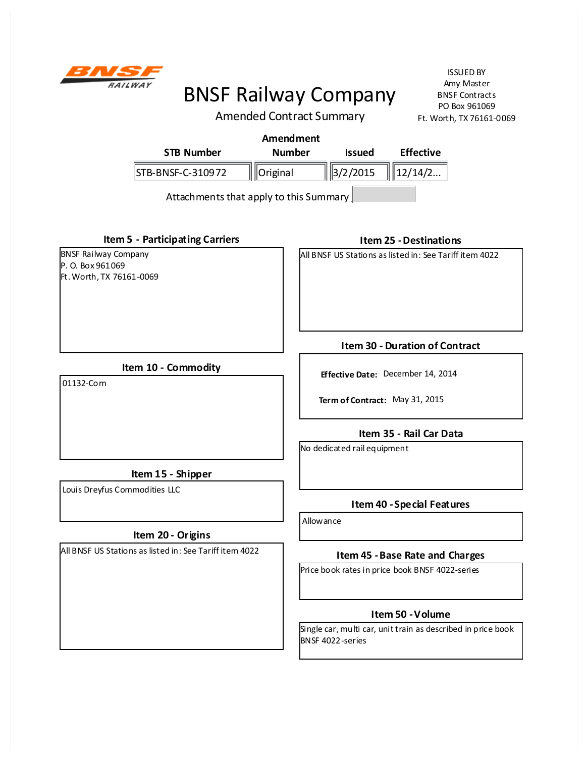BNSF RAILWAY

# BNSF Railway Company

## Amended Contract Summary

ISSUED BY
Amy Master
BNSF Contracts
PO Box 961069
Ft. Worth, TX 76161-0069

| STB Number | Amendment Number | Issued | Effective |
|---|---|---|---|
| STB-BNSF-C-310972 | Original | 3/2/2015 | 12/14/2... |

Attachments that apply to this Summary

### Item 5 - Participating Carriers

BNSF Railway Company
P. O. Box 961069
Ft. Worth, TX 76161-0069

### Item 10 - Commodity

01132-Corn

### Item 15 - Shipper

Louis Dreyfus Commodities LLC

### Item 20 - Origins

All BNSF US Stations as listed in: See Tariff item 4022

### Item 25 - Destinations

All BNSF US Stations as listed in: See Tariff item 4022

### Item 30 - Duration of Contract

**Effective Date:** December 14, 2014

**Term of Contract:** May 31, 2015

### Item 35 - Rail Car Data

No dedicated rail equipment

### Item 40 - Special Features

Allowance

### Item 45 - Base Rate and Charges

Price book rates in price book BNSF 4022-series

### Item 50 - Volume

Single car, multi car, unit train as described in price book BNSF 4022-series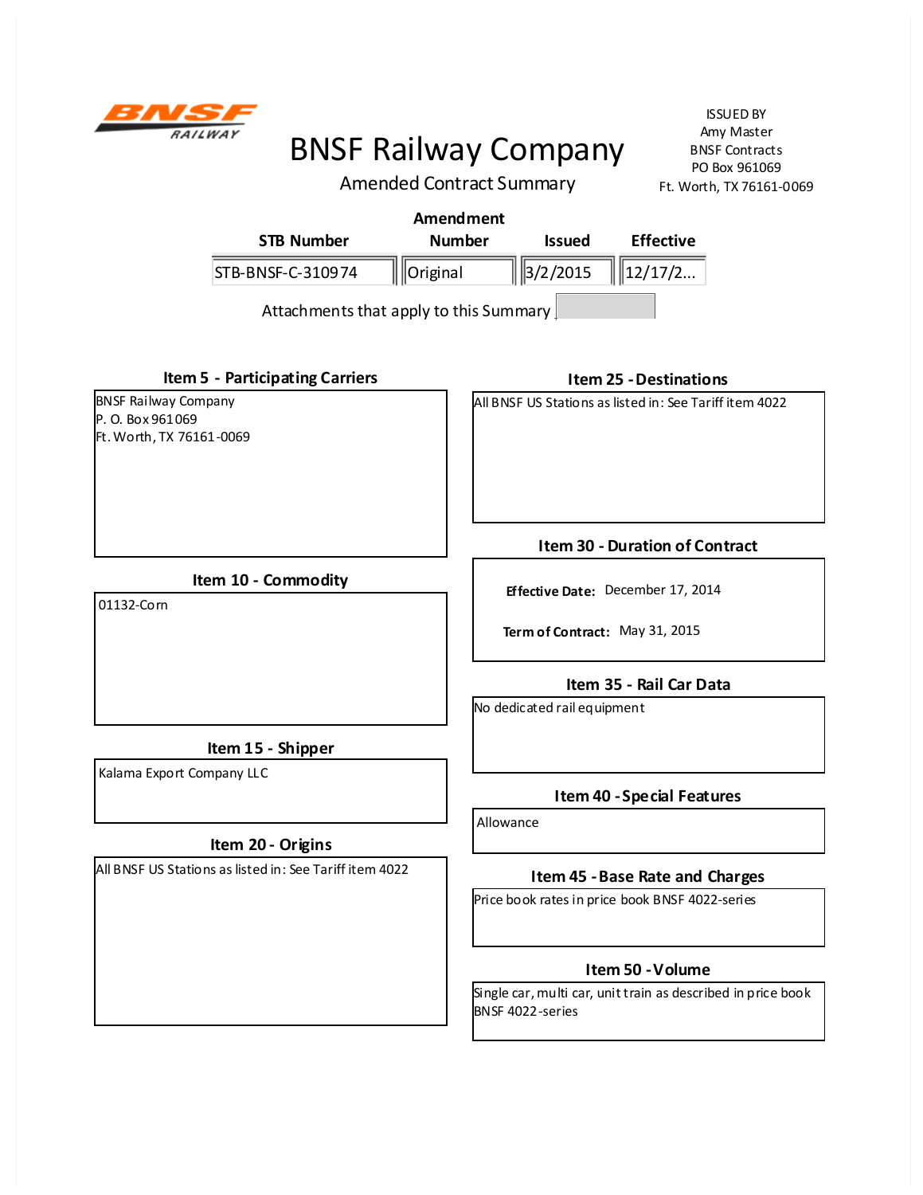BNSF RAILWAY

# BNSF Railway Company

## Amended Contract Summary

ISSUED BY
Amy Master
BNSF Contracts
PO Box 961069
Ft. Worth, TX 76161-0069

| STB Number | Amendment Number | Issued | Effective |
|---|---|---|---|
| STB-BNSF-C-310974 | Original | 3/2/2015 | 12/17/2... |

Attachments that apply to this Summary

### Item 5 - Participating Carriers

BNSF Railway Company
P. O. Box 961069
Ft. Worth, TX 76161-0069

### Item 10 - Commodity

01132-Corn

### Item 15 - Shipper

Kalama Export Company LLC

### Item 20 - Origins

All BNSF US Stations as listed in: See Tariff item 4022

### Item 25 - Destinations

All BNSF US Stations as listed in: See Tariff item 4022

### Item 30 - Duration of Contract

**Effective Date:** December 17, 2014

**Term of Contract:** May 31, 2015

### Item 35 - Rail Car Data

No dedicated rail equipment

### Item 40 - Special Features

Allowance

### Item 45 - Base Rate and Charges

Price book rates in price book BNSF 4022-series

### Item 50 - Volume

Single car, multi car, unit train as described in price book BNSF 4022-series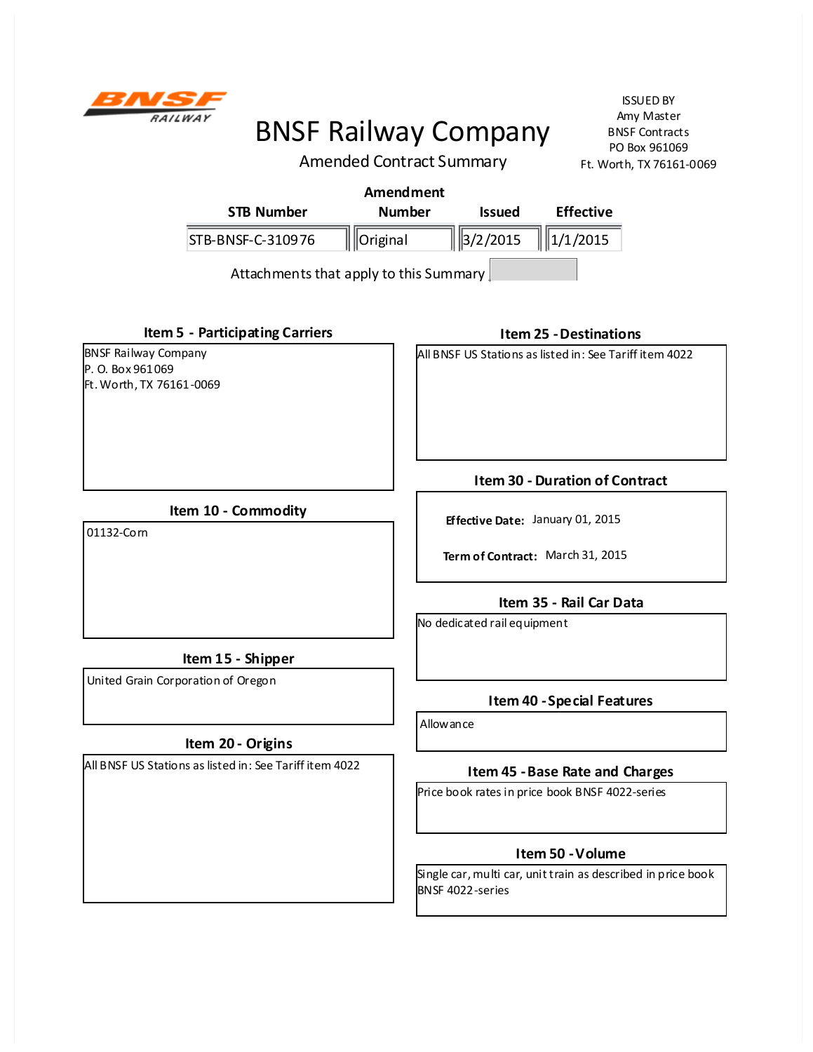BNSF RAILWAY

ISSUED BY
Amy Master
BNSF Contracts
PO Box 961069
Ft. Worth, TX 76161-0069

# BNSF Railway Company

## Amended Contract Summary

| STB Number | Amendment Number | Issued | Effective |
|---|---|---|---|
| STB-BNSF-C-310976 | Original | 3/2/2015 | 1/1/2015 |

Attachments that apply to this Summary

### Item 5 - Participating Carriers

BNSF Railway Company
P. O. Box 961069
Ft. Worth, TX 76161-0069

### Item 10 - Commodity

01132-Corn

### Item 15 - Shipper

United Grain Corporation of Oregon

### Item 20 - Origins

All BNSF US Stations as listed in: See Tariff item 4022

### Item 25 - Destinations

All BNSF US Stations as listed in: See Tariff item 4022

### Item 30 - Duration of Contract

**Effective Date:** January 01, 2015

**Term of Contract:** March 31, 2015

### Item 35 - Rail Car Data

No dedicated rail equipment

### Item 40 - Special Features

Allowance

### Item 45 - Base Rate and Charges

Price book rates in price book BNSF 4022-series

### Item 50 - Volume

Single car, multi car, unit train as described in price book BNSF 4022-series